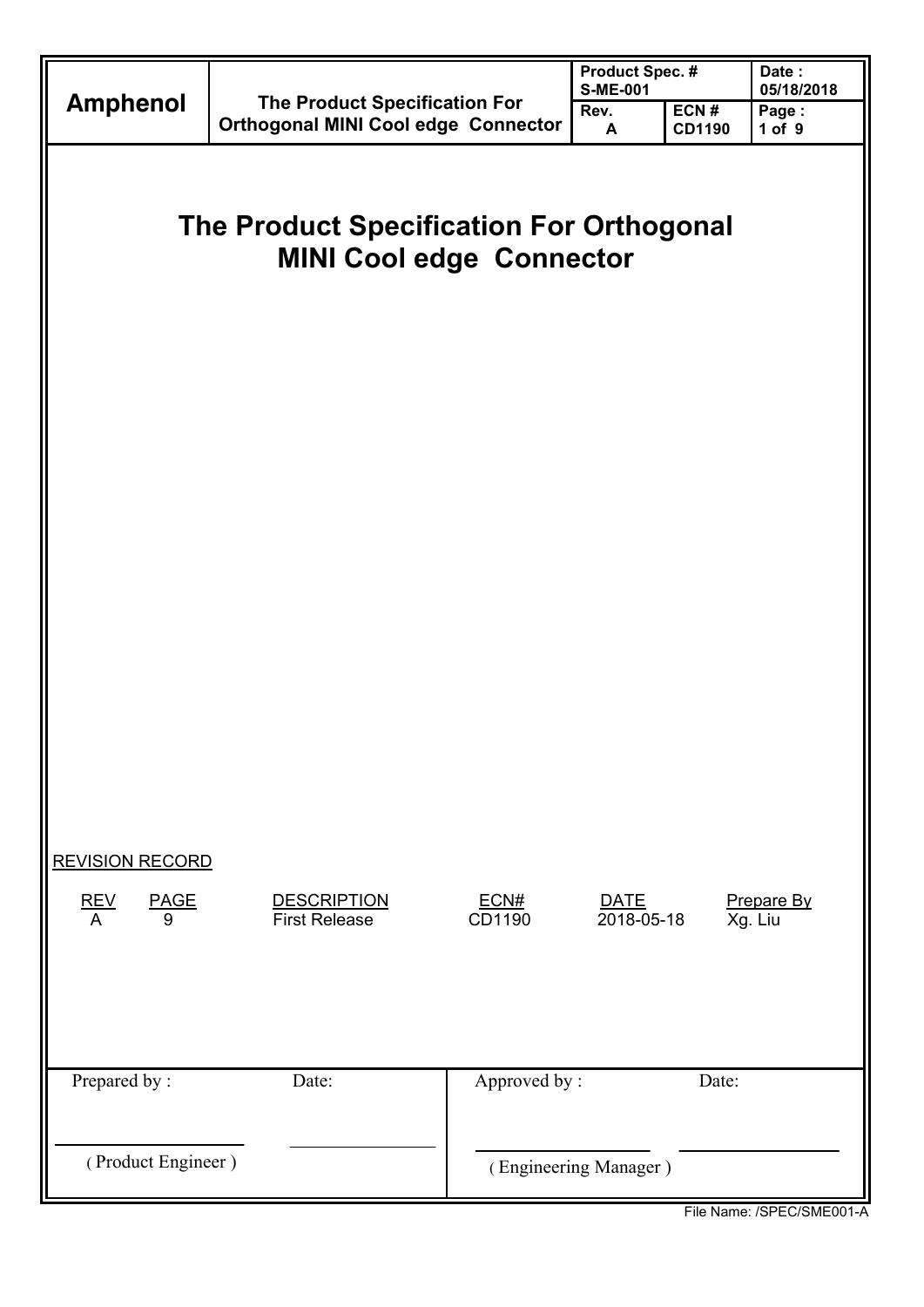# The Product Specification For Orthogonal MINI Cool edge Connector

REVISION RECORD

| REV | PAGE | DESCRIPTION | ECN# | DATE | Prepare By |
|---|---|---|---|---|---|
| A | 9 | First Release | CD1190 | 2018-05-18 | Xg. Liu |

| Prepared by : | Date: | Approved by : | Date: |
|---|---|---|---|
| (Product Engineer) | | (Engineering Manager) | |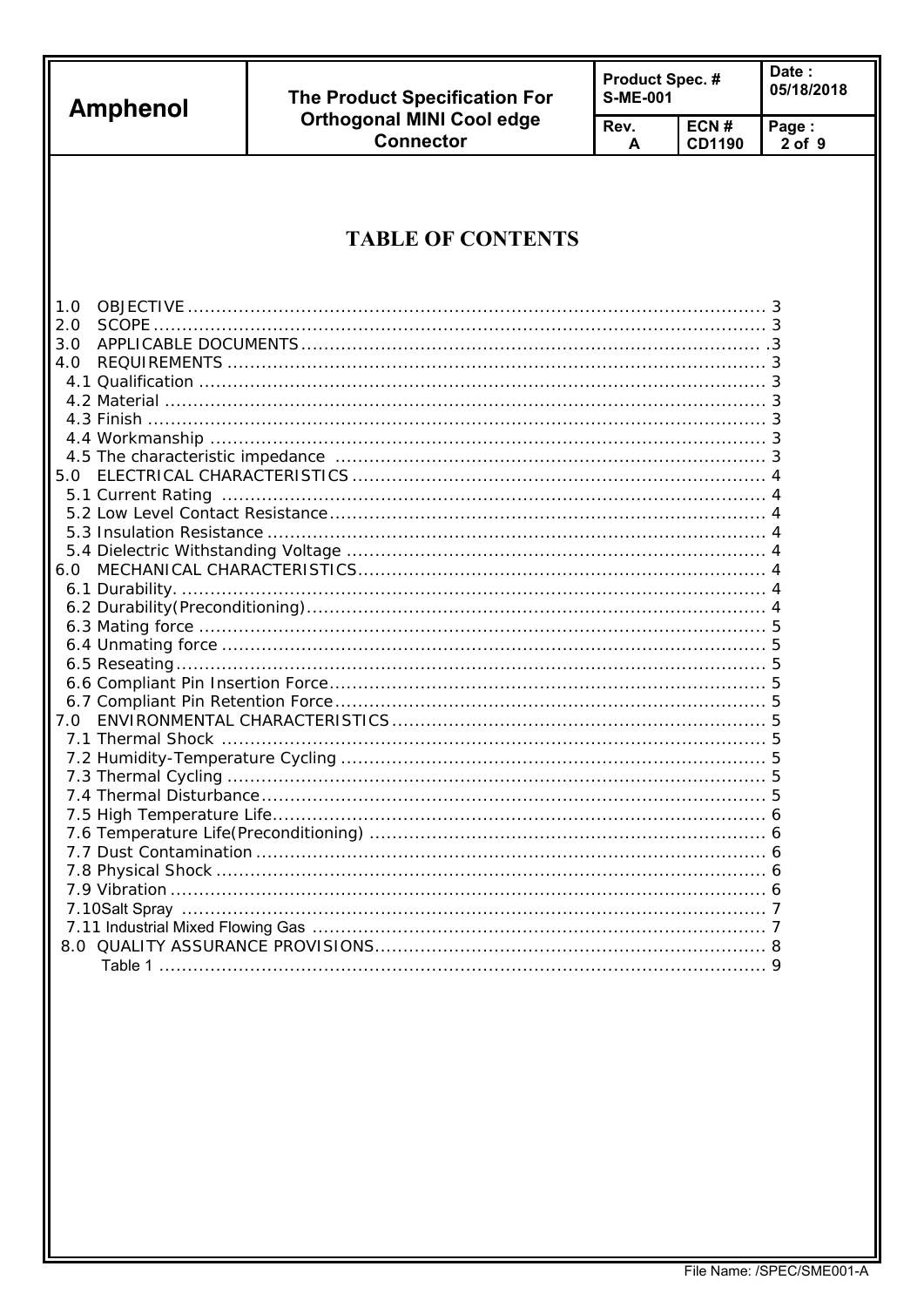# TABLE OF CONTENTS

1.0 OBJECTIVE ........................................................................................................ 3
2.0 SCOPE ............................................................................................................... 3
3.0 APPLICABLE DOCUMENTS ............................................................................ .3
4.0 REQUIREMENTS ............................................................................................... 3
4.1 Qualification ....................................................................................................... 3
4.2 Material ............................................................................................................. 3
4.3 Finish ................................................................................................................. 3
4.4 Workmanship ..................................................................................................... 3
4.5 The characteristic impedance ............................................................................ 3
5.0 ELECTRICAL CHARACTERISTICS .................................................................. 4
5.1 Current Rating .................................................................................................... 4
5.2 Low Level Contact Resistance ............................................................................ 4
5.3 Insulation Resistance .......................................................................................... 4
5.4 Dielectric Withstanding Voltage .......................................................................... 4
6.0 MECHANICAL CHARACTERISTICS ................................................................. 4
6.1 Durability. ........................................................................................................... 4
6.2 Durability(Preconditioning) .................................................................................. 4
6.3 Mating force ........................................................................................................ 5
6.4 Unmating force .................................................................................................... 5
6.5 Reseating ........................................................................................................... 5
6.6 Compliant Pin Insertion Force ............................................................................. 5
6.7 Compliant Pin Retention Force ............................................................................ 5
7.0 ENVIRONMENTAL CHARACTERISTICS ........................................................... 5
7.1 Thermal Shock .................................................................................................... 5
7.2 Humidity-Temperature Cycling ............................................................................ 5
7.3 Thermal Cycling .................................................................................................. 5
7.4 Thermal Disturbance ........................................................................................... 5
7.5 High Temperature Life ......................................................................................... 6
7.6 Temperature Life(Preconditioning) ...................................................................... 6
7.7 Dust Contamination ............................................................................................. 6
7.8 Physical Shock .................................................................................................... 6
7.9 Vibration ............................................................................................................. 6
7.10Salt Spray .......................................................................................................... 7
7.11 Industrial Mixed Flowing Gas ............................................................................ 7
8.0 QUALITY ASSURANCE PROVISIONS ............................................................... 8
Table 1 ................................................................................................................... 9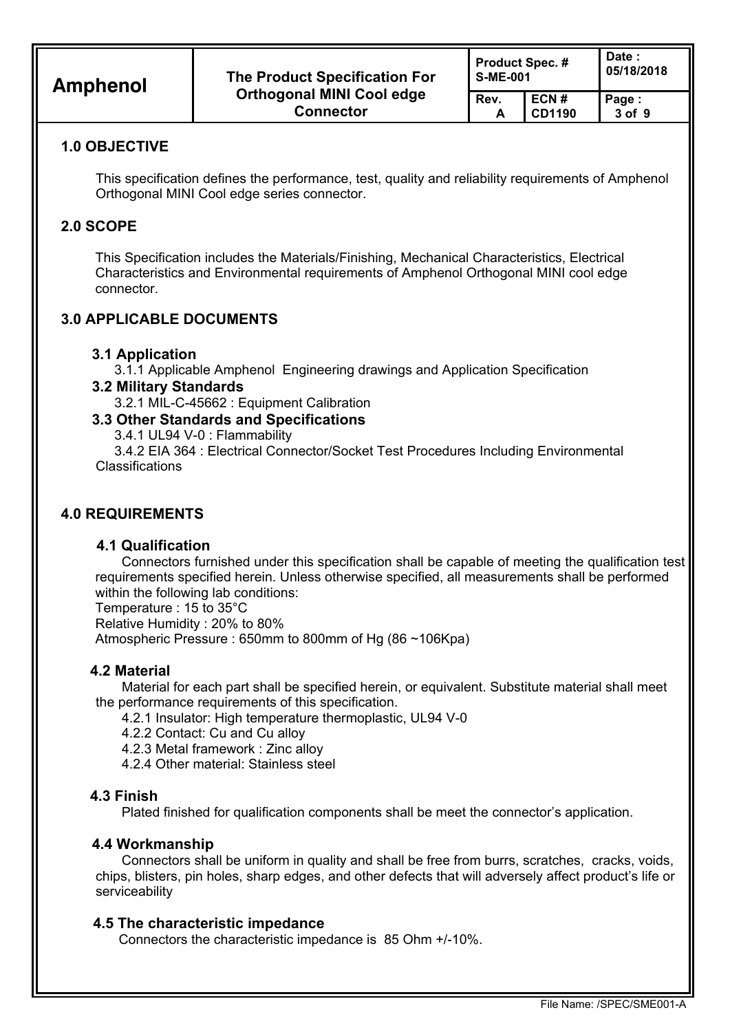## 1.0 OBJECTIVE

This specification defines the performance, test, quality and reliability requirements of Amphenol Orthogonal MINI Cool edge series connector.

## 2.0 SCOPE

This Specification includes the Materials/Finishing, Mechanical Characteristics, Electrical Characteristics and Environmental requirements of Amphenol Orthogonal MINI cool edge connector.

## 3.0 APPLICABLE DOCUMENTS

### 3.1 Application

3.1.1 Applicable Amphenol Engineering drawings and Application Specification

### 3.2 Military Standards

3.2.1 MIL-C-45662 : Equipment Calibration

### 3.3 Other Standards and Specifications

3.4.1 UL94 V-0 : Flammability

3.4.2 EIA 364 : Electrical Connector/Socket Test Procedures Including Environmental Classifications

## 4.0 REQUIREMENTS

### 4.1 Qualification

Connectors furnished under this specification shall be capable of meeting the qualification test requirements specified herein. Unless otherwise specified, all measurements shall be performed within the following lab conditions:

Temperature : 15 to 35°C

Relative Humidity : 20% to 80%

Atmospheric Pressure : 650mm to 800mm of Hg (86 ~106Kpa)

### 4.2 Material

Material for each part shall be specified herein, or equivalent. Substitute material shall meet the performance requirements of this specification.

4.2.1 Insulator: High temperature thermoplastic, UL94 V-0

4.2.2 Contact: Cu and Cu alloy

4.2.3 Metal framework : Zinc alloy

4.2.4 Other material: Stainless steel

### 4.3 Finish

Plated finished for qualification components shall be meet the connector's application.

### 4.4 Workmanship

Connectors shall be uniform in quality and shall be free from burrs, scratches, cracks, voids, chips, blisters, pin holes, sharp edges, and other defects that will adversely affect product's life or serviceability

### 4.5 The characteristic impedance

Connectors the characteristic impedance is 85 Ohm +/-10%.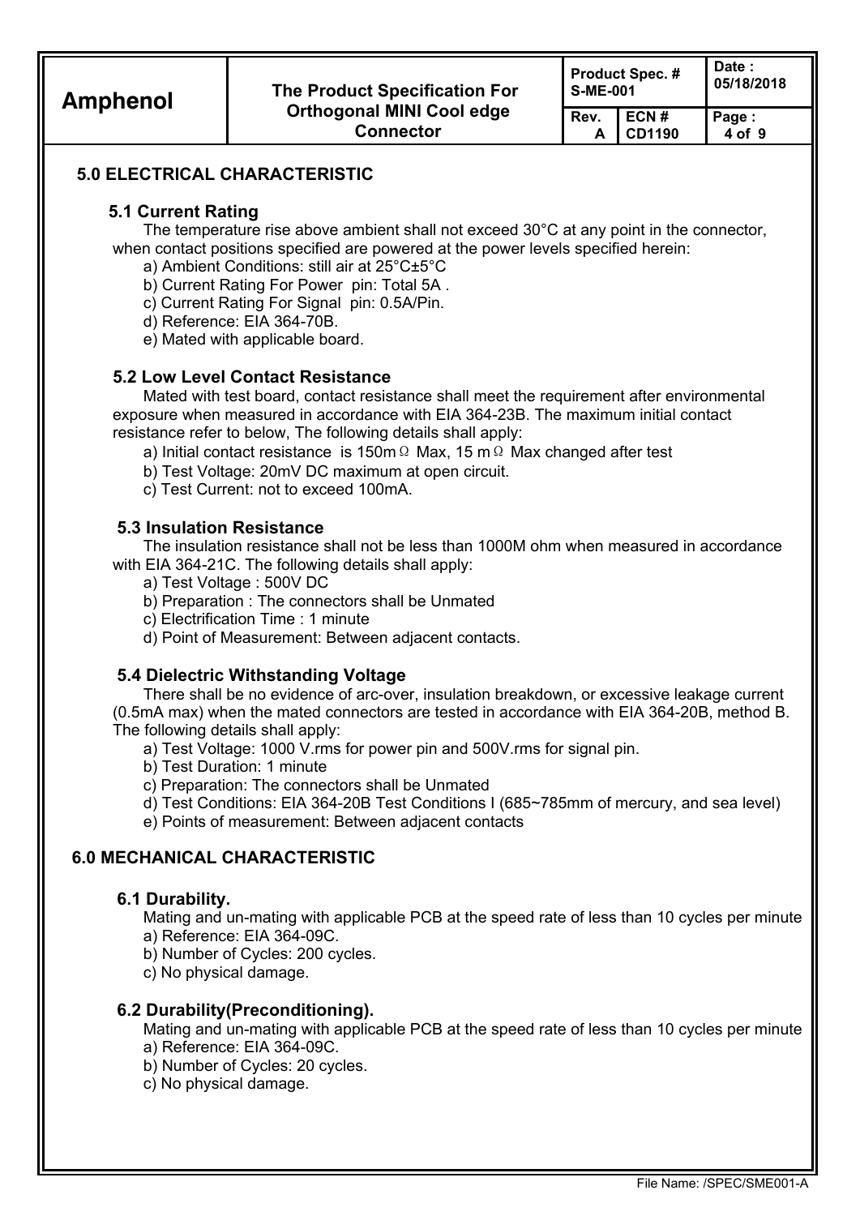## 5.0 ELECTRICAL CHARACTERISTIC

### 5.1 Current Rating

The temperature rise above ambient shall not exceed 30°C at any point in the connector, when contact positions specified are powered at the power levels specified herein:

a) Ambient Conditions: still air at 25°C±5°C
b) Current Rating For Power pin: Total 5A .
c) Current Rating For Signal pin: 0.5A/Pin.
d) Reference: EIA 364-70B.
e) Mated with applicable board.

### 5.2 Low Level Contact Resistance

Mated with test board, contact resistance shall meet the requirement after environmental exposure when measured in accordance with EIA 364-23B. The maximum initial contact resistance refer to below, The following details shall apply:

a) Initial contact resistance is 150mΩ Max, 15 mΩ Max changed after test
b) Test Voltage: 20mV DC maximum at open circuit.
c) Test Current: not to exceed 100mA.

### 5.3 Insulation Resistance

The insulation resistance shall not be less than 1000M ohm when measured in accordance with EIA 364-21C. The following details shall apply:

a) Test Voltage : 500V DC
b) Preparation : The connectors shall be Unmated
c) Electrification Time : 1 minute
d) Point of Measurement: Between adjacent contacts.

### 5.4 Dielectric Withstanding Voltage

There shall be no evidence of arc-over, insulation breakdown, or excessive leakage current (0.5mA max) when the mated connectors are tested in accordance with EIA 364-20B, method B. The following details shall apply:

a) Test Voltage: 1000 V.rms for power pin and 500V.rms for signal pin.
b) Test Duration: 1 minute
c) Preparation: The connectors shall be Unmated
d) Test Conditions: EIA 364-20B Test Conditions I (685~785mm of mercury, and sea level)
e) Points of measurement: Between adjacent contacts

## 6.0 MECHANICAL CHARACTERISTIC

### 6.1 Durability.

Mating and un-mating with applicable PCB at the speed rate of less than 10 cycles per minute

a) Reference: EIA 364-09C.
b) Number of Cycles: 200 cycles.
c) No physical damage.

### 6.2 Durability(Preconditioning).

Mating and un-mating with applicable PCB at the speed rate of less than 10 cycles per minute

a) Reference: EIA 364-09C.
b) Number of Cycles: 20 cycles.
c) No physical damage.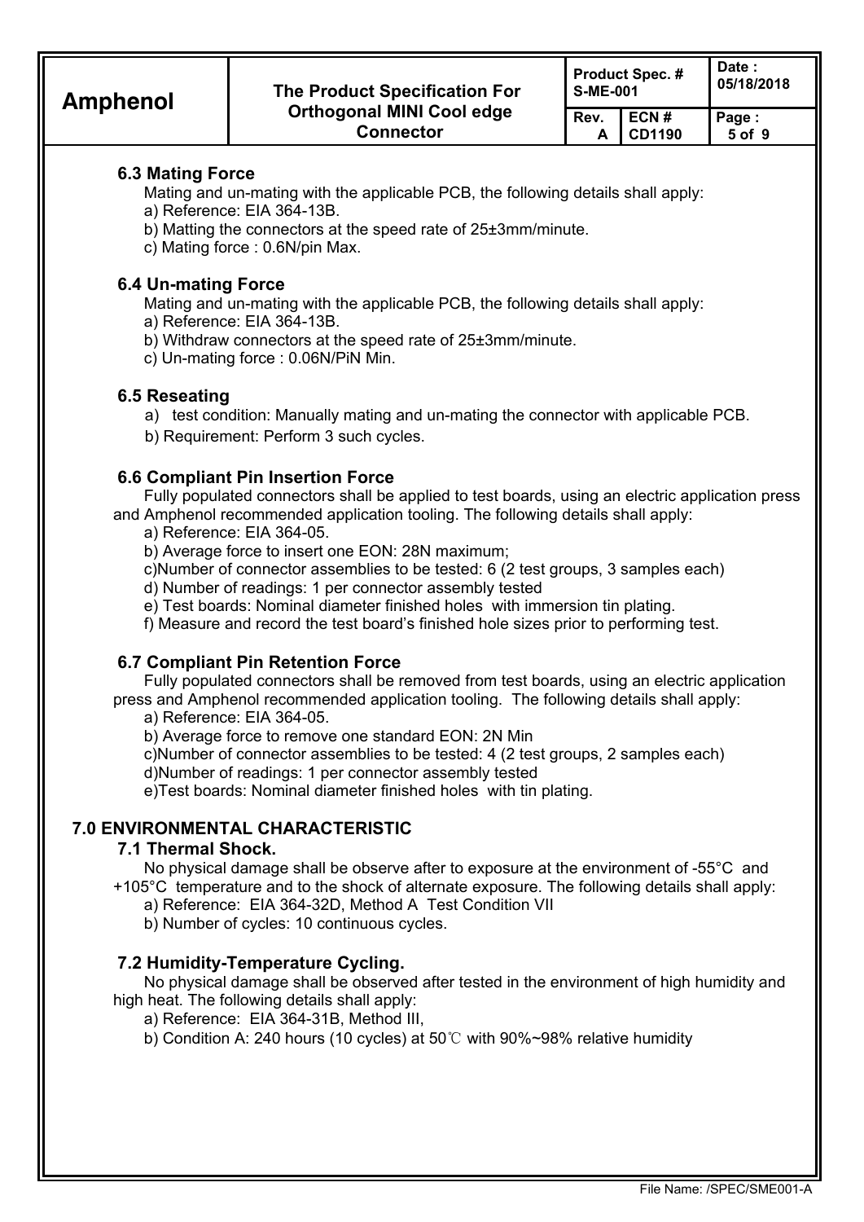### 6.3 Mating Force

Mating and un-mating with the applicable PCB, the following details shall apply:

a) Reference: EIA 364-13B.

b) Matting the connectors at the speed rate of 25±3mm/minute.

c) Mating force : 0.6N/pin Max.

### 6.4 Un-mating Force

Mating and un-mating with the applicable PCB, the following details shall apply:

a) Reference: EIA 364-13B.

b) Withdraw connectors at the speed rate of 25±3mm/minute.

c) Un-mating force : 0.06N/PiN Min.

### 6.5 Reseating

a) test condition: Manually mating and un-mating the connector with applicable PCB.

b) Requirement: Perform 3 such cycles.

### 6.6 Compliant Pin Insertion Force

Fully populated connectors shall be applied to test boards, using an electric application press and Amphenol recommended application tooling. The following details shall apply:

a) Reference: EIA 364-05.

b) Average force to insert one EON: 28N maximum;

c)Number of connector assemblies to be tested: 6 (2 test groups, 3 samples each)

d) Number of readings: 1 per connector assembly tested

e) Test boards: Nominal diameter finished holes with immersion tin plating.

f) Measure and record the test board's finished hole sizes prior to performing test.

### 6.7 Compliant Pin Retention Force

Fully populated connectors shall be removed from test boards, using an electric application press and Amphenol recommended application tooling. The following details shall apply:

a) Reference: EIA 364-05.

b) Average force to remove one standard EON: 2N Min

c)Number of connector assemblies to be tested: 4 (2 test groups, 2 samples each)

d)Number of readings: 1 per connector assembly tested

e)Test boards: Nominal diameter finished holes with tin plating.

## 7.0 ENVIRONMENTAL CHARACTERISTIC

### 7.1 Thermal Shock.

No physical damage shall be observe after to exposure at the environment of -55°C and +105°C temperature and to the shock of alternate exposure. The following details shall apply:

a) Reference: EIA 364-32D, Method A Test Condition VII

b) Number of cycles: 10 continuous cycles.

### 7.2 Humidity-Temperature Cycling.

No physical damage shall be observed after tested in the environment of high humidity and high heat. The following details shall apply:

a) Reference: EIA 364-31B, Method III,

b) Condition A: 240 hours (10 cycles) at 50℃ with 90%~98% relative humidity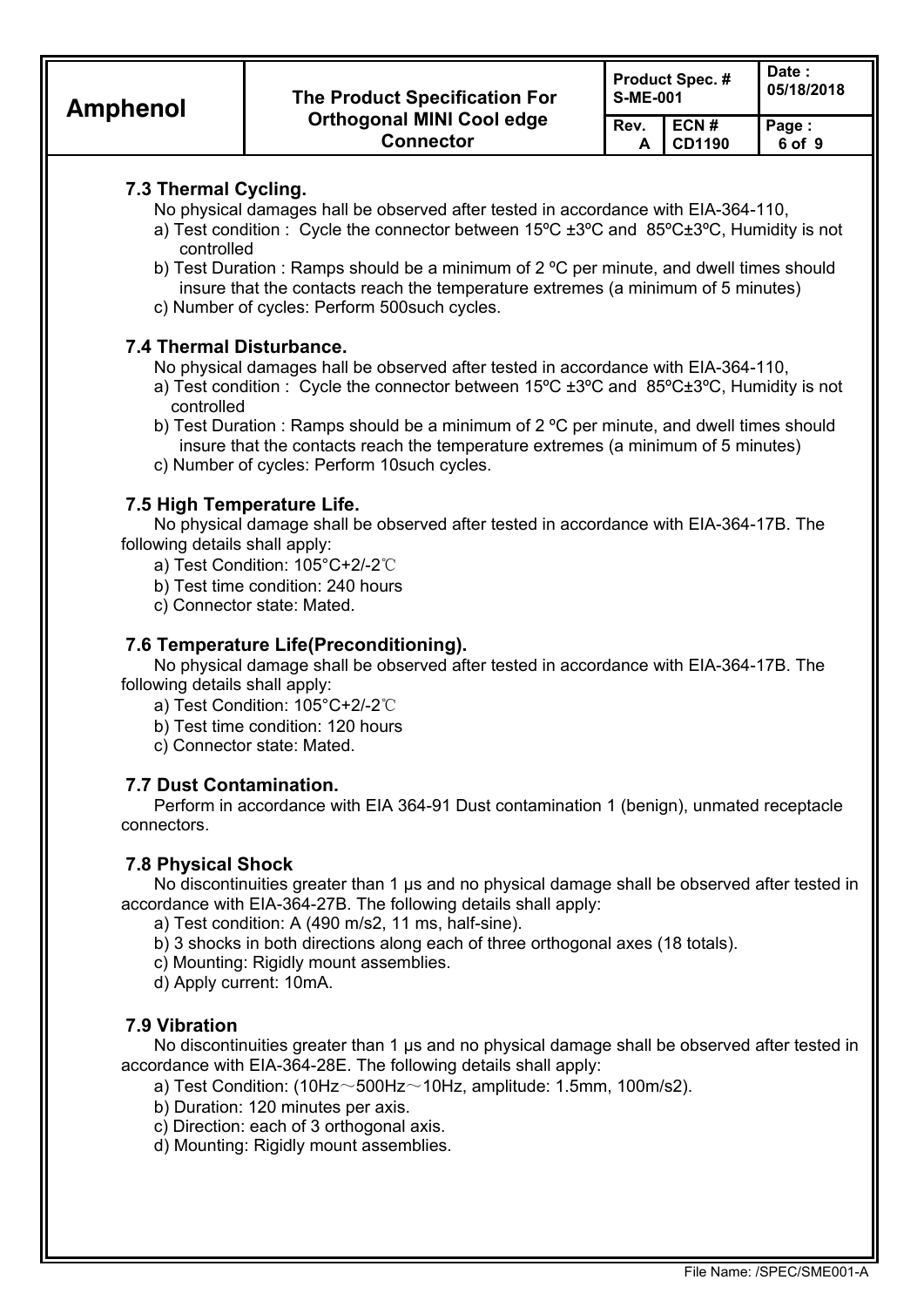### 7.3 Thermal Cycling.

No physical damages hall be observed after tested in accordance with EIA-364-110,

a) Test condition : Cycle the connector between 15ºC ±3ºC and 85ºC±3ºC, Humidity is not controlled

b) Test Duration : Ramps should be a minimum of 2 ºC per minute, and dwell times should insure that the contacts reach the temperature extremes (a minimum of 5 minutes)

c) Number of cycles: Perform 500such cycles.

### 7.4 Thermal Disturbance.

No physical damages hall be observed after tested in accordance with EIA-364-110,

a) Test condition : Cycle the connector between 15ºC ±3ºC and 85ºC±3ºC, Humidity is not controlled

b) Test Duration : Ramps should be a minimum of 2 ºC per minute, and dwell times should insure that the contacts reach the temperature extremes (a minimum of 5 minutes)

c) Number of cycles: Perform 10such cycles.

### 7.5 High Temperature Life.

No physical damage shall be observed after tested in accordance with EIA-364-17B. The following details shall apply:

a) Test Condition: 105°C+2/-2℃

b) Test time condition: 240 hours

c) Connector state: Mated.

### 7.6 Temperature Life(Preconditioning).

No physical damage shall be observed after tested in accordance with EIA-364-17B. The following details shall apply:

a) Test Condition: 105°C+2/-2℃

b) Test time condition: 120 hours

c) Connector state: Mated.

### 7.7 Dust Contamination.

Perform in accordance with EIA 364-91 Dust contamination 1 (benign), unmated receptacle connectors.

### 7.8 Physical Shock

No discontinuities greater than 1 μs and no physical damage shall be observed after tested in accordance with EIA-364-27B. The following details shall apply:

a) Test condition: A (490 m/s2, 11 ms, half-sine).

b) 3 shocks in both directions along each of three orthogonal axes (18 totals).

c) Mounting: Rigidly mount assemblies.

d) Apply current: 10mA.

### 7.9 Vibration

No discontinuities greater than 1 μs and no physical damage shall be observed after tested in accordance with EIA-364-28E. The following details shall apply:

a) Test Condition: (10Hz～500Hz～10Hz, amplitude: 1.5mm, 100m/s2).

b) Duration: 120 minutes per axis.

c) Direction: each of 3 orthogonal axis.

d) Mounting: Rigidly mount assemblies.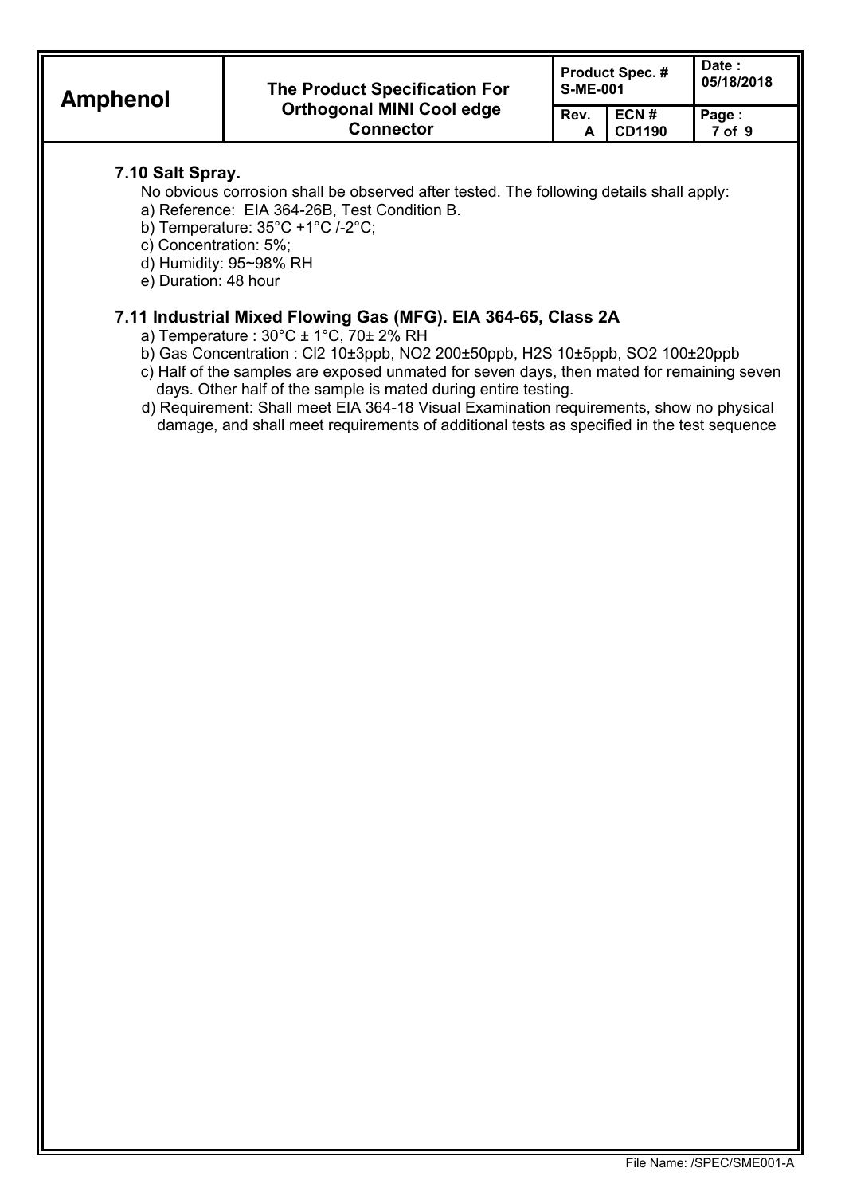### 7.10 Salt Spray.

No obvious corrosion shall be observed after tested. The following details shall apply:

a) Reference: EIA 364-26B, Test Condition B.

b) Temperature: 35°C +1°C /-2°C;

c) Concentration: 5%;

d) Humidity: 95~98% RH

e) Duration: 48 hour

### 7.11 Industrial Mixed Flowing Gas (MFG). EIA 364-65, Class 2A

a) Temperature : 30°C ± 1°C, 70± 2% RH

b) Gas Concentration : $Cl_2$ 10±3ppb, $NO_2$ 200±50ppb, $H_2S$ 10±5ppb, $SO_2$ 100±20ppb

c) Half of the samples are exposed unmated for seven days, then mated for remaining seven days. Other half of the sample is mated during entire testing.

d) Requirement: Shall meet EIA 364-18 Visual Examination requirements, show no physical damage, and shall meet requirements of additional tests as specified in the test sequence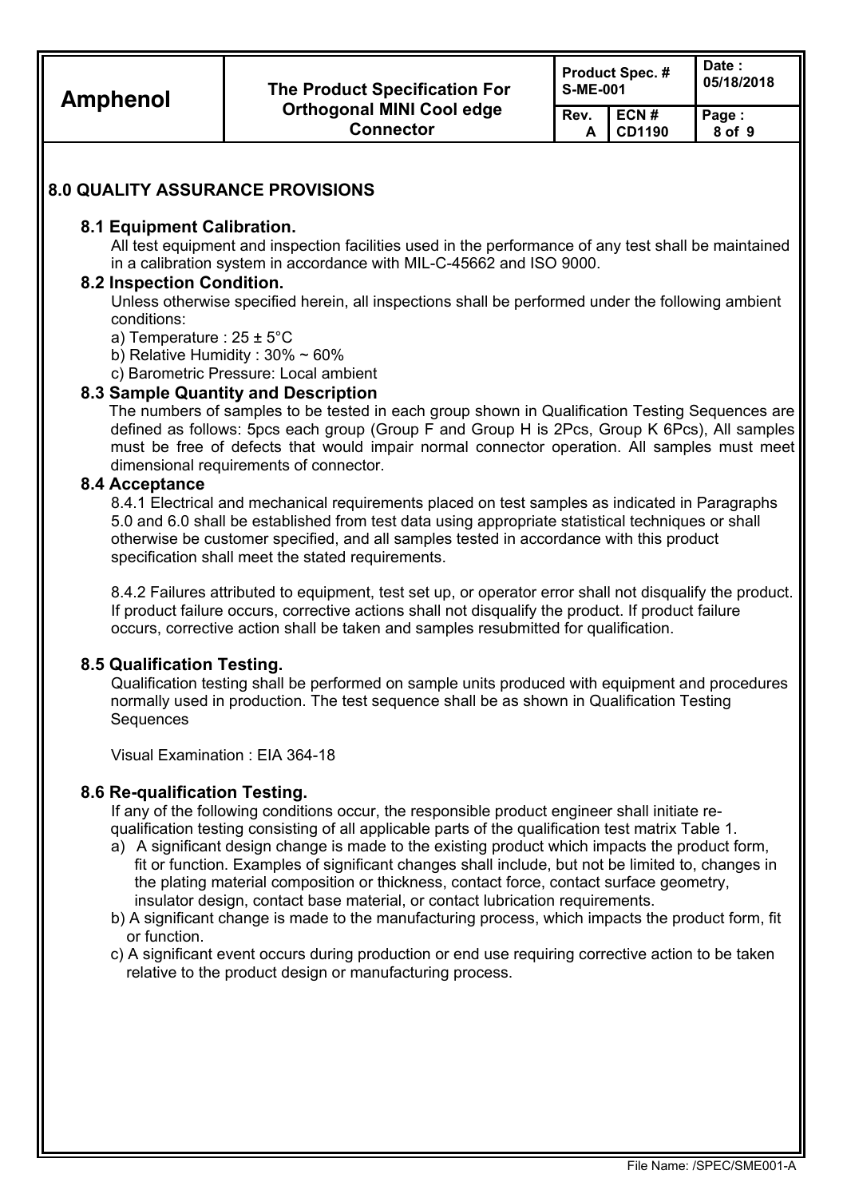## 8.0 QUALITY ASSURANCE PROVISIONS

### 8.1 Equipment Calibration.

All test equipment and inspection facilities used in the performance of any test shall be maintained in a calibration system in accordance with MIL-C-45662 and ISO 9000.

### 8.2 Inspection Condition.

Unless otherwise specified herein, all inspections shall be performed under the following ambient conditions:

a) Temperature : 25 ± 5°C

b) Relative Humidity : 30% ~ 60%

c) Barometric Pressure: Local ambient

### 8.3 Sample Quantity and Description

The numbers of samples to be tested in each group shown in Qualification Testing Sequences are defined as follows: 5pcs each group (Group F and Group H is 2Pcs, Group K 6Pcs), All samples must be free of defects that would impair normal connector operation. All samples must meet dimensional requirements of connector.

### 8.4 Acceptance

8.4.1 Electrical and mechanical requirements placed on test samples as indicated in Paragraphs 5.0 and 6.0 shall be established from test data using appropriate statistical techniques or shall otherwise be customer specified, and all samples tested in accordance with this product specification shall meet the stated requirements.

8.4.2 Failures attributed to equipment, test set up, or operator error shall not disqualify the product. If product failure occurs, corrective actions shall not disqualify the product. If product failure occurs, corrective action shall be taken and samples resubmitted for qualification.

### 8.5 Qualification Testing.

Qualification testing shall be performed on sample units produced with equipment and procedures normally used in production. The test sequence shall be as shown in Qualification Testing Sequences

Visual Examination : EIA 364-18

### 8.6 Re-qualification Testing.

If any of the following conditions occur, the responsible product engineer shall initiate re-qualification testing consisting of all applicable parts of the qualification test matrix Table 1.

a) A significant design change is made to the existing product which impacts the product form, fit or function. Examples of significant changes shall include, but not be limited to, changes in the plating material composition or thickness, contact force, contact surface geometry, insulator design, contact base material, or contact lubrication requirements.

b) A significant change is made to the manufacturing process, which impacts the product form, fit or function.

c) A significant event occurs during production or end use requiring corrective action to be taken relative to the product design or manufacturing process.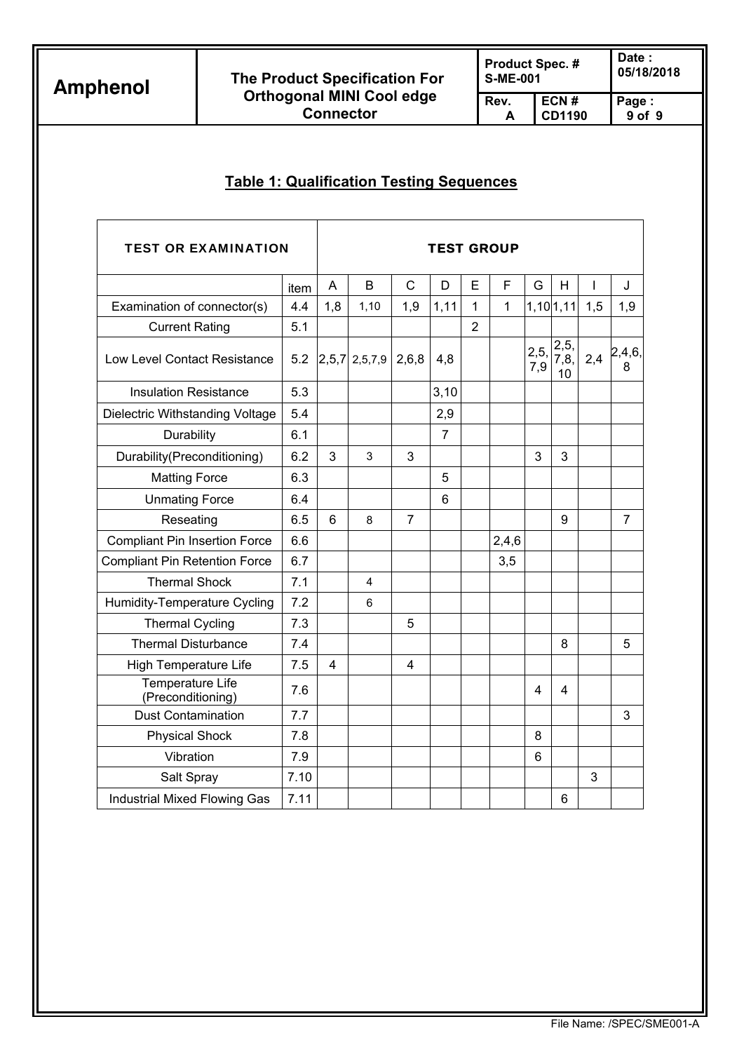## Table 1: Qualification Testing Sequences

| TEST OR EXAMINATION | | TEST GROUP | | | | | | | | | |
|---|---|---|---|---|---|---|---|---|---|---|---|
| | item | A | B | C | D | E | F | G | H | I | J |
| Examination of connector(s) | 4.4 | 1,8 | 1,10 | 1,9 | 1,11 | 1 | 1 | 1,10 | 1,11 | 1,5 | 1,9 |
| Current Rating | 5.1 | | | | | 2 | | | | | |
| Low Level Contact Resistance | 5.2 | 2,5,7 | 2,5,7,9 | 2,6,8 | 4,8 | | | 2,5,7,9 | 2,5,7,8,10 | 2,4 | 2,4,6,8 |
| Insulation Resistance | 5.3 | | | | 3,10 | | | | | | |
| Dielectric Withstanding Voltage | 5.4 | | | | 2,9 | | | | | | |
| Durability | 6.1 | | | | 7 | | | | | | |
| Durability(Preconditioning) | 6.2 | 3 | 3 | 3 | | | | 3 | 3 | | |
| Matting Force | 6.3 | | | | 5 | | | | | | |
| Unmating Force | 6.4 | | | | 6 | | | | | | |
| Reseating | 6.5 | 6 | 8 | 7 | | | | | 9 | | 7 |
| Compliant Pin Insertion Force | 6.6 | | | | | | 2,4,6 | | | | |
| Compliant Pin Retention Force | 6.7 | | | | | | 3,5 | | | | |
| Thermal Shock | 7.1 | | 4 | | | | | | | | |
| Humidity-Temperature Cycling | 7.2 | | 6 | | | | | | | | |
| Thermal Cycling | 7.3 | | | 5 | | | | | | | |
| Thermal Disturbance | 7.4 | | | | | | | | 8 | | 5 |
| High Temperature Life | 7.5 | 4 | | 4 | | | | | | | |
| Temperature Life (Preconditioning) | 7.6 | | | | | | | 4 | 4 | | |
| Dust Contamination | 7.7 | | | | | | | | | | 3 |
| Physical Shock | 7.8 | | | | | | | 8 | | | |
| Vibration | 7.9 | | | | | | | 6 | | | |
| Salt Spray | 7.10 | | | | | | | | | 3 | |
| Industrial Mixed Flowing Gas | 7.11 | | | | | | | | 6 | | |